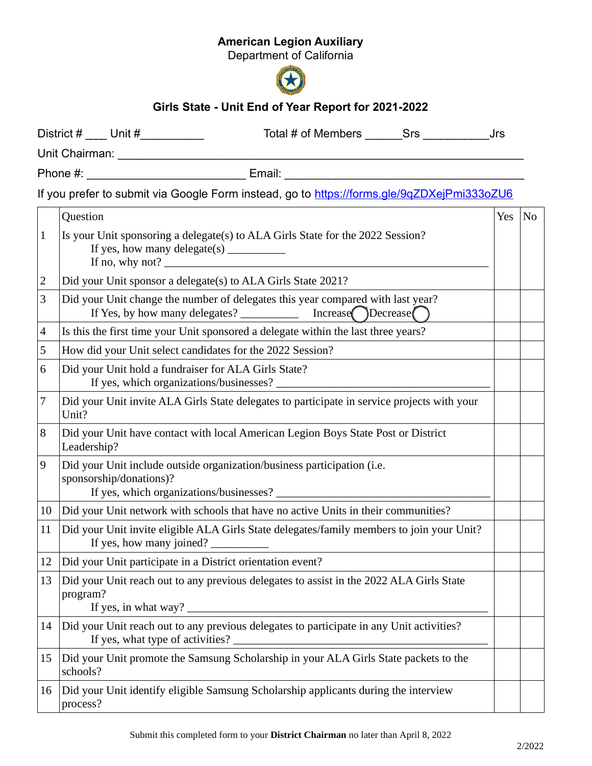**American Legion Auxiliary**
Department of California

## Girls State - Unit End of Year Report for 2021-2022

District # ___ Unit #__________ Total # of Members ______Srs __________Jrs

Unit Chairman: ______________________________________________________________

Phone #: ________________________ Email: _____________________________________

If you prefer to submit via Google Form instead, go to [https://forms.gle/9qZDXejPmi333oZU6](https://forms.gle/9qZDXejPmi333oZU6)

| | Question | Yes | No |
|---|---|---|---|
| 1 | Is your Unit sponsoring a delegate(s) to ALA Girls State for the 2022 Session?<br>If yes, how many delegate(s) __________<br>If no, why not? ____________________________________________________ | | |
| 2 | Did your Unit sponsor a delegate(s) to ALA Girls State 2021? | | |
| 3 | Did your Unit change the number of delegates this year compared with last year?<br>If Yes, by how many delegates? __________ Increase ◯ Decrease ◯ | | |
| 4 | Is this the first time your Unit sponsored a delegate within the last three years? | | |
| 5 | How did your Unit select candidates for the 2022 Session? | | |
| 6 | Did your Unit hold a fundraiser for ALA Girls State?<br>If yes, which organizations/businesses? ________________________________ | | |
| 7 | Did your Unit invite ALA Girls State delegates to participate in service projects with your Unit? | | |
| 8 | Did your Unit have contact with local American Legion Boys State Post or District Leadership? | | |
| 9 | Did your Unit include outside organization/business participation (i.e. sponsorship/donations)?<br>If yes, which organizations/businesses? ________________________________ | | |
| 10 | Did your Unit network with schools that have no active Units in their communities? | | |
| 11 | Did your Unit invite eligible ALA Girls State delegates/family members to join your Unit?<br>If yes, how many joined? __________ | | |
| 12 | Did your Unit participate in a District orientation event? | | |
| 13 | Did your Unit reach out to any previous delegates to assist in the 2022 ALA Girls State program?<br>If yes, in what way? ____________________________________________ | | |
| 14 | Did your Unit reach out to any previous delegates to participate in any Unit activities?<br>If yes, what type of activities? ____________________________________ | | |
| 15 | Did your Unit promote the Samsung Scholarship in your ALA Girls State packets to the schools? | | |
| 16 | Did your Unit identify eligible Samsung Scholarship applicants during the interview process? | | |

Submit this completed form to your **District Chairman** no later than April 8, 2022

2/2022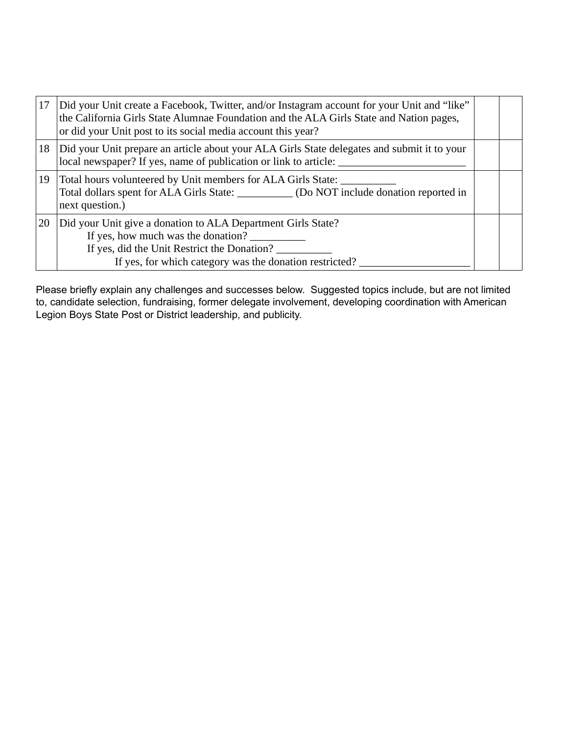| | | | |
|---|---|---|---|
| 17 | Did your Unit create a Facebook, Twitter, and/or Instagram account for your Unit and "like" the California Girls State Alumnae Foundation and the ALA Girls State and Nation pages, or did your Unit post to its social media account this year? | | |
| 18 | Did your Unit prepare an article about your ALA Girls State delegates and submit it to your local newspaper? If yes, name of publication or link to article: _______________________ | | |
| 19 | Total hours volunteered by Unit members for ALA Girls State: __________<br>Total dollars spent for ALA Girls State: __________ (Do NOT include donation reported in next question.) | | |
| 20 | Did your Unit give a donation to ALA Department Girls State?<br>If yes, how much was the donation? __________<br>If yes, did the Unit Restrict the Donation? __________<br>If yes, for which category was the donation restricted? ____________________ | | |

Please briefly explain any challenges and successes below. Suggested topics include, but are not limited to, candidate selection, fundraising, former delegate involvement, developing coordination with American Legion Boys State Post or District leadership, and publicity.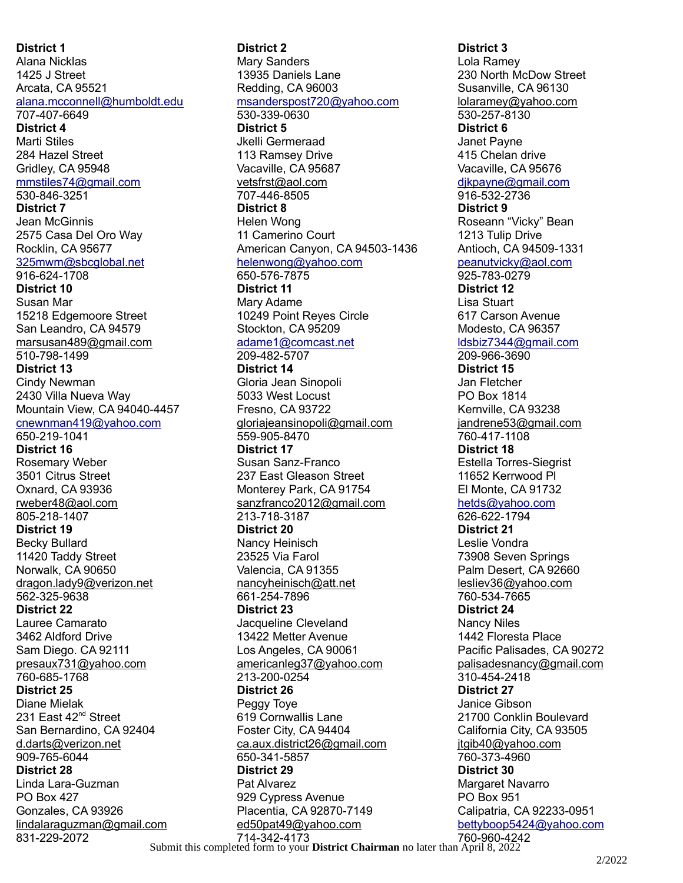**District 1**
Alana Nicklas
1425 J Street
Arcata, CA 95521
alana.mcconnell@humboldt.edu
707-407-6649

**District 2**
Mary Sanders
13935 Daniels Lane
Redding, CA 96003
msanderspost720@yahoo.com
530-339-0630

**District 3**
Lola Ramey
230 North McDow Street
Susanville, CA 96130
lolaramey@yahoo.com
530-257-8130

**District 4**
Marti Stiles
284 Hazel Street
Gridley, CA 95948
mmstiles74@gmail.com
530-846-3251

**District 5**
Jkelli Germeraad
113 Ramsey Drive
Vacaville, CA 95687
vetsfrst@aol.com
707-446-8505

**District 6**
Janet Payne
415 Chelan drive
Vacaville, CA 95676
djkpayne@gmail.com
916-532-2736

**District 7**
Jean McGinnis
2575 Casa Del Oro Way
Rocklin, CA 95677
325mwm@sbcglobal.net
916-624-1708

**District 8**
Helen Wong
11 Camerino Court
American Canyon, CA 94503-1436
helenwong@yahoo.com
650-576-7875

**District 9**
Roseann “Vicky” Bean
1213 Tulip Drive
Antioch, CA 94509-1331
peanutvicky@aol.com
925-783-0279

**District 10**
Susan Mar
15218 Edgemoore Street
San Leandro, CA 94579
marsusan489@gmail.com
510-798-1499

**District 11**
Mary Adame
10249 Point Reyes Circle
Stockton, CA 95209
adame1@comcast.net
209-482-5707

**District 12**
Lisa Stuart
617 Carson Avenue
Modesto, CA 96357
ldsbiz7344@gmail.com
209-966-3690

**District 13**
Cindy Newman
2430 Villa Nueva Way
Mountain View, CA 94040-4457
cnewnman419@yahoo.com
650-219-1041

**District 14**
Gloria Jean Sinopoli
5033 West Locust
Fresno, CA 93722
gloriajeansinopoli@gmail.com
559-905-8470

**District 15**
Jan Fletcher
PO Box 1814
Kernville, CA 93238
jandrene53@gmail.com
760-417-1108

**District 16**
Rosemary Weber
3501 Citrus Street
Oxnard, CA 93936
rweber48@aol.com
805-218-1407

**District 17**
Susan Sanz-Franco
237 East Gleason Street
Monterey Park, CA 91754
sanzfranco2012@gmail.com
213-718-3187

**District 18**
Estella Torres-Siegrist
11652 Kerrwood Pl
El Monte, CA 91732
hetds@yahoo.com
626-622-1794

**District 19**
Becky Bullard
11420 Taddy Street
Norwalk, CA 90650
dragon.lady9@verizon.net
562-325-9638

**District 20**
Nancy Heinisch
23525 Via Farol
Valencia, CA 91355
nancyheinisch@att.net
661-254-7896

**District 21**
Leslie Vondra
73908 Seven Springs
Palm Desert, CA 92660
lesliev36@yahoo.com
760-534-7665

**District 22**
Lauree Camarato
3462 Alford Drive
Sam Diego. CA 92111
presaux731@yahoo.com
760-685-1768

**District 23**
Jacqueline Cleveland
13422 Metter Avenue
Los Angeles, CA 90061
americanleg37@yahoo.com
213-200-0254

**District 24**
Nancy Niles
1442 Floresta Place
Pacific Palisades, CA 90272
palisadesnancy@gmail.com
310-454-2418

**District 25**
Diane Mielak
231 East 42nd Street
San Bernardino, CA 92404
d.darts@verizon.net
909-765-6044

**District 26**
Peggy Toye
619 Cornwallis Lane
Foster City, CA 94404
ca.aux.district26@gmail.com
650-341-5857

**District 27**
Janice Gibson
21700 Conklin Boulevard
California City, CA 93505
jtgib40@yahoo.com
760-373-4960

**District 28**
Linda Lara-Guzman
PO Box 427
Gonzales, CA 93926
lindalaraguzman@gmail.com
831-229-2072

**District 29**
Pat Alvarez
929 Cypress Avenue
Placentia, CA 92870-7149
ed50pat49@yahoo.com
714-342-4173

**District 30**
Margaret Navarro
PO Box 951
Calipatria, CA 92233-0951
bettyboop5424@yahoo.com
760-960-4242

Submit this completed form to your **District Chairman** no later than April 8, 2022

2/2022